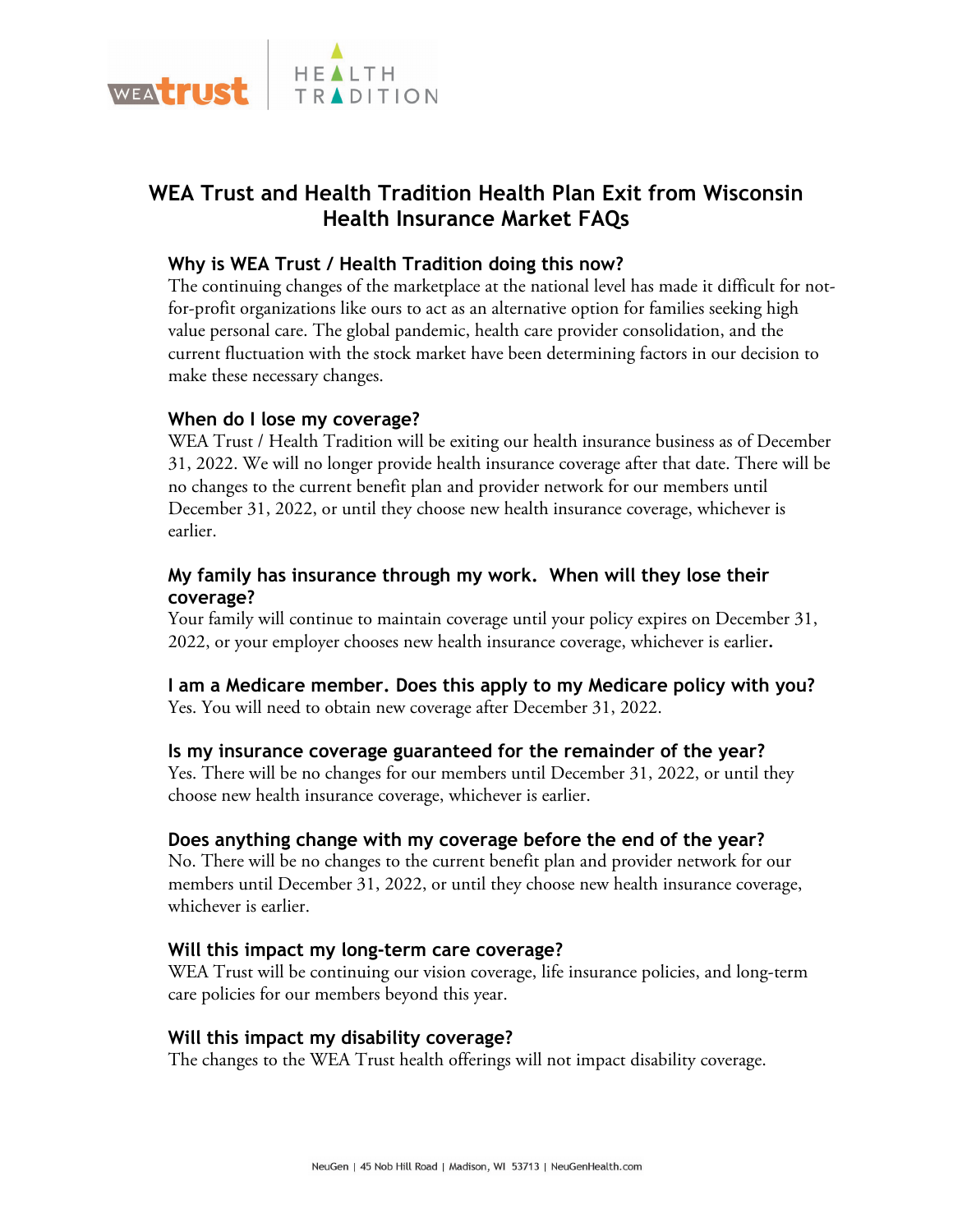# WEA Trust and Health Tradition Health Plan Exit from Wisconsin Health Insurance Market FAQs

### Why is WEA Trust / Health Tradition doing this now?

The continuing changes of the marketplace at the national level has made it difficult for not-for-profit organizations like ours to act as an alternative option for families seeking high value personal care. The global pandemic, health care provider consolidation, and the current fluctuation with the stock market have been determining factors in our decision to make these necessary changes.

### When do I lose my coverage?

WEA Trust / Health Tradition will be exiting our health insurance business as of December 31, 2022. We will no longer provide health insurance coverage after that date. There will be no changes to the current benefit plan and provider network for our members until December 31, 2022, or until they choose new health insurance coverage, whichever is earlier.

### My family has insurance through my work. When will they lose their coverage?

Your family will continue to maintain coverage until your policy expires on December 31, 2022, or your employer chooses new health insurance coverage, whichever is earlier.

### I am a Medicare member. Does this apply to my Medicare policy with you?

Yes. You will need to obtain new coverage after December 31, 2022.

### Is my insurance coverage guaranteed for the remainder of the year?

Yes. There will be no changes for our members until December 31, 2022, or until they choose new health insurance coverage, whichever is earlier.

### Does anything change with my coverage before the end of the year?

No. There will be no changes to the current benefit plan and provider network for our members until December 31, 2022, or until they choose new health insurance coverage, whichever is earlier.

### Will this impact my long-term care coverage?

WEA Trust will be continuing our vision coverage, life insurance policies, and long-term care policies for our members beyond this year.

### Will this impact my disability coverage?

The changes to the WEA Trust health offerings will not impact disability coverage.

NeuGen | 45 Nob Hill Road | Madison, WI 53713 | NeuGenHealth.com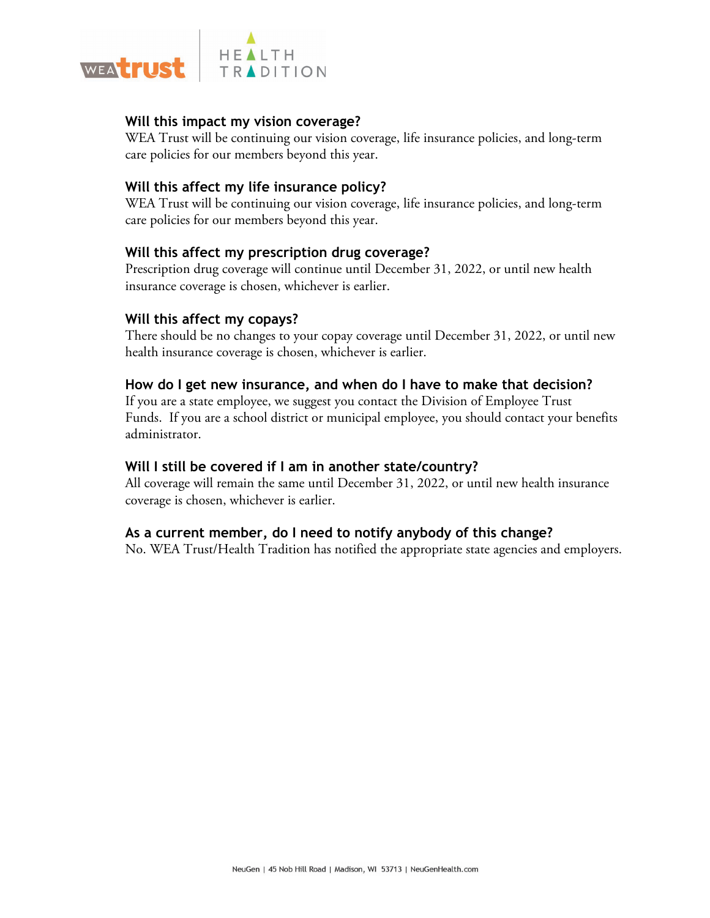### Will this impact my vision coverage?

WEA Trust will be continuing our vision coverage, life insurance policies, and long-term care policies for our members beyond this year.

### Will this affect my life insurance policy?

WEA Trust will be continuing our vision coverage, life insurance policies, and long-term care policies for our members beyond this year.

### Will this affect my prescription drug coverage?

Prescription drug coverage will continue until December 31, 2022, or until new health insurance coverage is chosen, whichever is earlier.

### Will this affect my copays?

There should be no changes to your copay coverage until December 31, 2022, or until new health insurance coverage is chosen, whichever is earlier.

### How do I get new insurance, and when do I have to make that decision?

If you are a state employee, we suggest you contact the Division of Employee Trust Funds. If you are a school district or municipal employee, you should contact your benefits administrator.

### Will I still be covered if I am in another state/country?

All coverage will remain the same until December 31, 2022, or until new health insurance coverage is chosen, whichever is earlier.

### As a current member, do I need to notify anybody of this change?

No. WEA Trust/Health Tradition has notified the appropriate state agencies and employers.